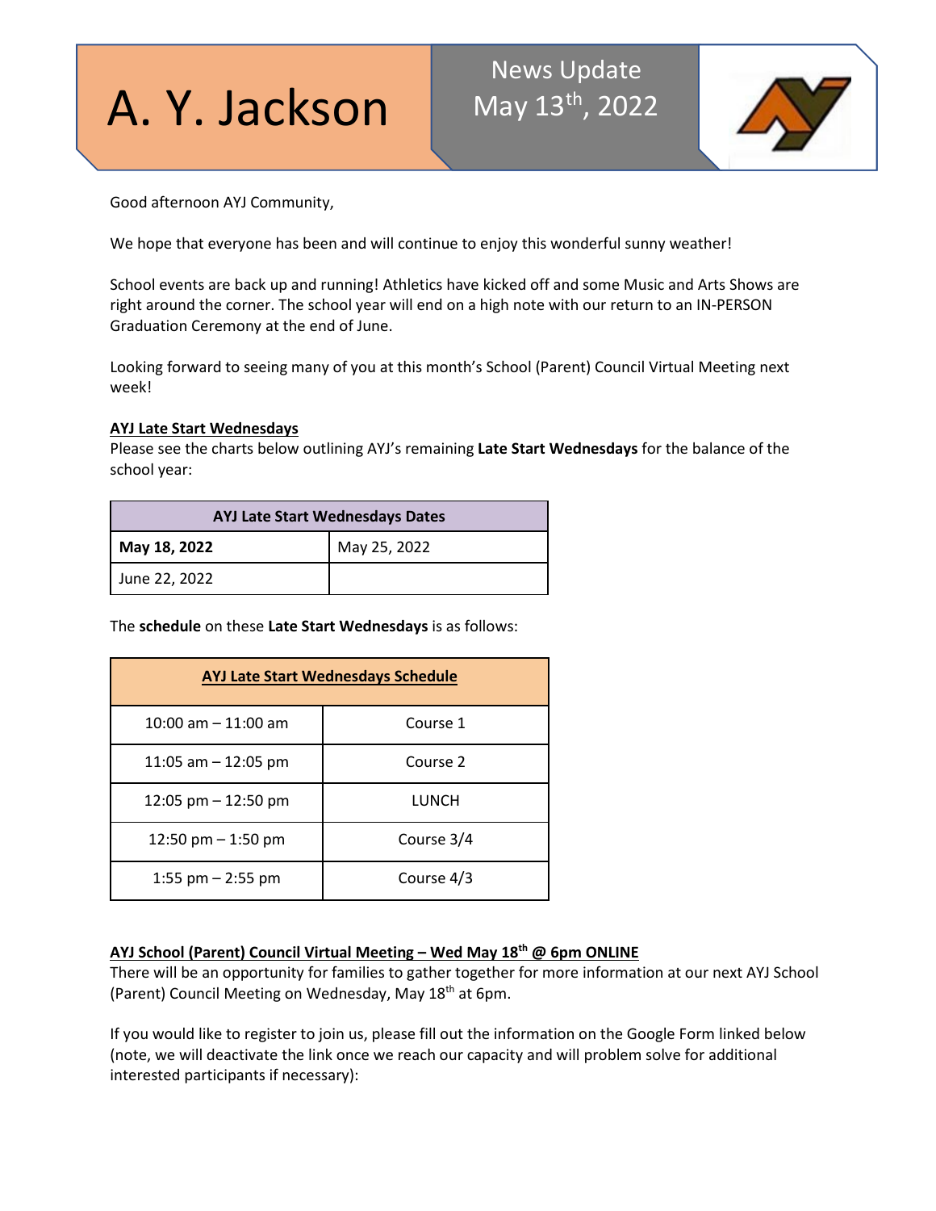# A. Y. Jackson

News Update
May 13th, 2022

Good afternoon AYJ Community,

We hope that everyone has been and will continue to enjoy this wonderful sunny weather!

School events are back up and running! Athletics have kicked off and some Music and Arts Shows are right around the corner. The school year will end on a high note with our return to an IN-PERSON Graduation Ceremony at the end of June.

Looking forward to seeing many of you at this month's School (Parent) Council Virtual Meeting next week!

**AYJ Late Start Wednesdays**

Please see the charts below outlining AYJ's remaining **Late Start Wednesdays** for the balance of the school year:

| AYJ Late Start Wednesdays Dates | |
|---|---|
| **May 18, 2022** | May 25, 2022 |
| June 22, 2022 | |

The **schedule** on these **Late Start Wednesdays** is as follows:

| AYJ Late Start Wednesdays Schedule | |
|---|---|
| 10:00 am – 11:00 am | Course 1 |
| 11:05 am – 12:05 pm | Course 2 |
| 12:05 pm – 12:50 pm | LUNCH |
| 12:50 pm – 1:50 pm | Course 3/4 |
| 1:55 pm – 2:55 pm | Course 4/3 |

**AYJ School (Parent) Council Virtual Meeting – Wed May 18th @ 6pm ONLINE**

There will be an opportunity for families to gather together for more information at our next AYJ School (Parent) Council Meeting on Wednesday, May 18th at 6pm.

If you would like to register to join us, please fill out the information on the Google Form linked below (note, we will deactivate the link once we reach our capacity and will problem solve for additional interested participants if necessary):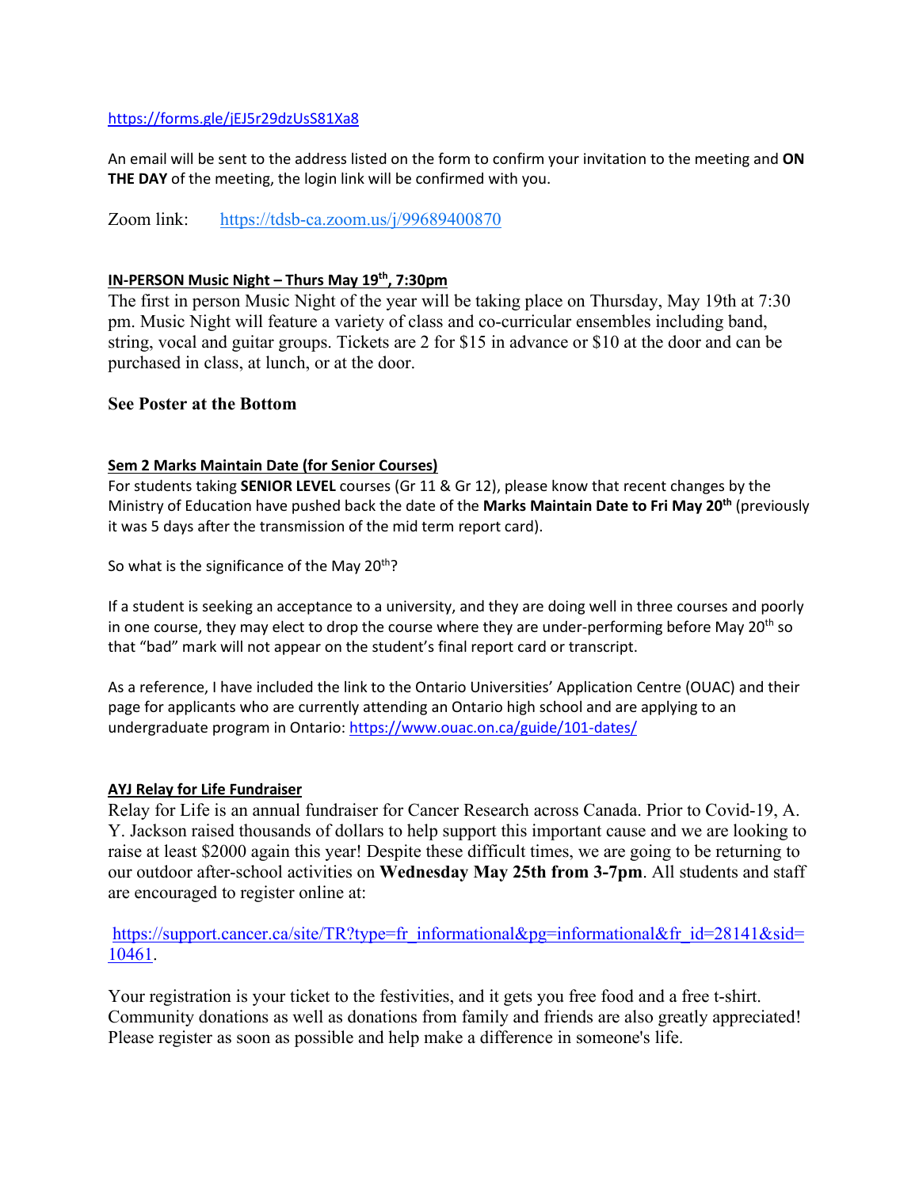https://forms.gle/jEJ5r29dzUsS81Xa8

An email will be sent to the address listed on the form to confirm your invitation to the meeting and **ON THE DAY** of the meeting, the login link will be confirmed with you.

Zoom link: https://tdsb-ca.zoom.us/j/99689400870

**IN-PERSON Music Night – Thurs May 19th, 7:30pm**

The first in person Music Night of the year will be taking place on Thursday, May 19th at 7:30 pm. Music Night will feature a variety of class and co-curricular ensembles including band, string, vocal and guitar groups. Tickets are 2 for $15 in advance or $10 at the door and can be purchased in class, at lunch, or at the door.

**See Poster at the Bottom**

**Sem 2 Marks Maintain Date (for Senior Courses)**

For students taking **SENIOR LEVEL** courses (Gr 11 & Gr 12), please know that recent changes by the Ministry of Education have pushed back the date of the **Marks Maintain Date to Fri May 20th** (previously it was 5 days after the transmission of the mid term report card).

So what is the significance of the May 20th?

If a student is seeking an acceptance to a university, and they are doing well in three courses and poorly in one course, they may elect to drop the course where they are under-performing before May 20th so that "bad" mark will not appear on the student's final report card or transcript.

As a reference, I have included the link to the Ontario Universities' Application Centre (OUAC) and their page for applicants who are currently attending an Ontario high school and are applying to an undergraduate program in Ontario: https://www.ouac.on.ca/guide/101-dates/

**AYJ Relay for Life Fundraiser**

Relay for Life is an annual fundraiser for Cancer Research across Canada. Prior to Covid-19, A. Y. Jackson raised thousands of dollars to help support this important cause and we are looking to raise at least $2000 again this year! Despite these difficult times, we are going to be returning to our outdoor after-school activities on **Wednesday May 25th from 3-7pm**. All students and staff are encouraged to register online at:

https://support.cancer.ca/site/TR?type=fr_informational&pg=informational&fr_id=28141&sid=10461.

Your registration is your ticket to the festivities, and it gets you free food and a free t-shirt. Community donations as well as donations from family and friends are also greatly appreciated! Please register as soon as possible and help make a difference in someone's life.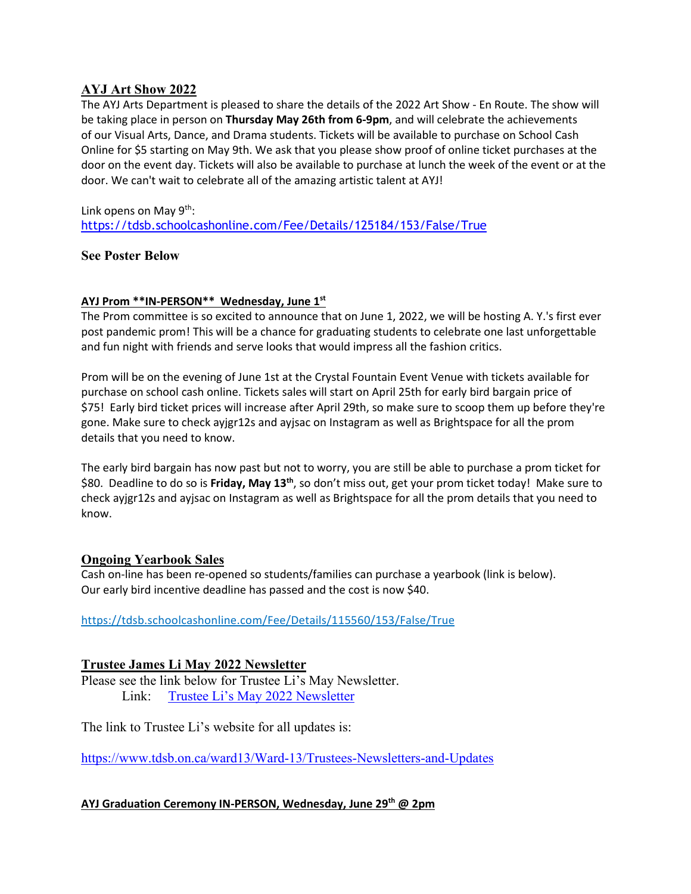## AYJ Art Show 2022

The AYJ Arts Department is pleased to share the details of the 2022 Art Show - En Route. The show will be taking place in person on **Thursday May 26th from 6-9pm**, and will celebrate the achievements of our Visual Arts, Dance, and Drama students. Tickets will be available to purchase on School Cash Online for $5 starting on May 9th. We ask that you please show proof of online ticket purchases at the door on the event day. Tickets will also be available to purchase at lunch the week of the event or at the door. We can't wait to celebrate all of the amazing artistic talent at AYJ!

Link opens on May 9th:
https://tdsb.schoolcashonline.com/Fee/Details/125184/153/False/True

**See Poster Below**

### AYJ Prom **IN-PERSON** Wednesday, June 1st

The Prom committee is so excited to announce that on June 1, 2022, we will be hosting A. Y.'s first ever post pandemic prom! This will be a chance for graduating students to celebrate one last unforgettable and fun night with friends and serve looks that would impress all the fashion critics.

Prom will be on the evening of June 1st at the Crystal Fountain Event Venue with tickets available for purchase on school cash online. Tickets sales will start on April 25th for early bird bargain price of $75! Early bird ticket prices will increase after April 29th, so make sure to scoop them up before they're gone. Make sure to check ayjgr12s and ayjsac on Instagram as well as Brightspace for all the prom details that you need to know.

The early bird bargain has now past but not to worry, you are still be able to purchase a prom ticket for $80. Deadline to do so is **Friday, May 13th**, so don't miss out, get your prom ticket today! Make sure to check ayjgr12s and ayjsac on Instagram as well as Brightspace for all the prom details that you need to know.

## Ongoing Yearbook Sales

Cash on-line has been re-opened so students/families can purchase a yearbook (link is below).
Our early bird incentive deadline has passed and the cost is now $40.

https://tdsb.schoolcashonline.com/Fee/Details/115560/153/False/True

## Trustee James Li May 2022 Newsletter

Please see the link below for Trustee Li's May Newsletter.
Link: Trustee Li's May 2022 Newsletter

The link to Trustee Li's website for all updates is:

https://www.tdsb.on.ca/ward13/Ward-13/Trustees-Newsletters-and-Updates

### AYJ Graduation Ceremony IN-PERSON, Wednesday, June 29th @ 2pm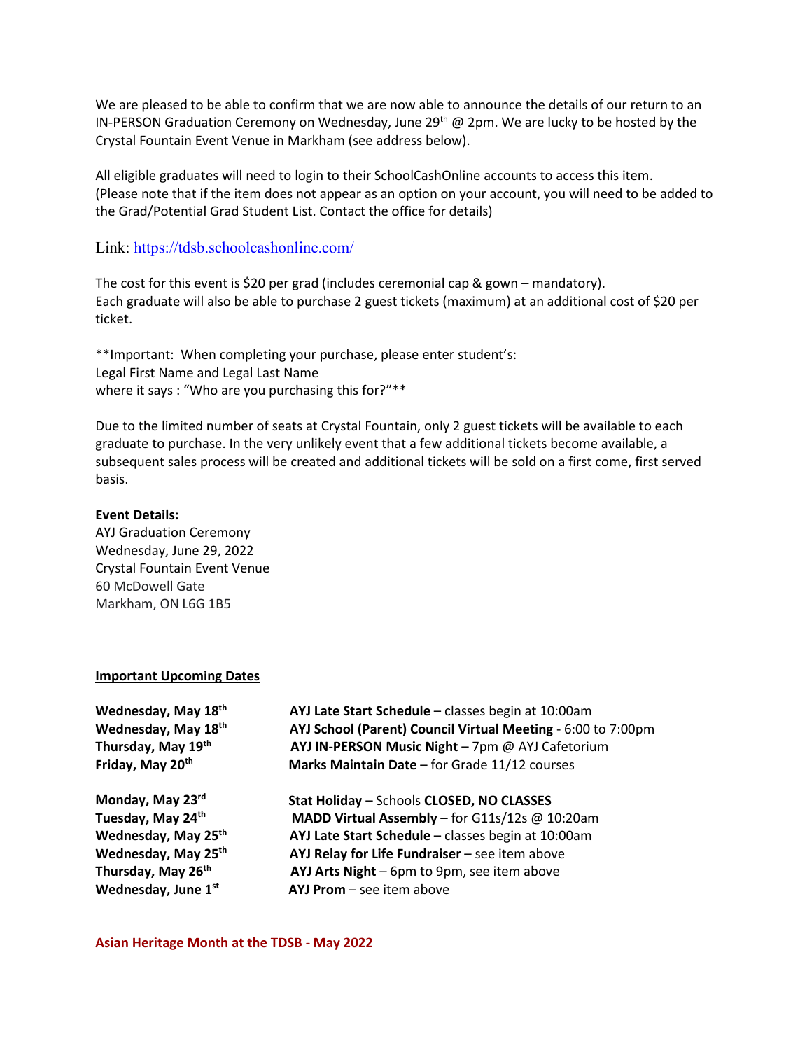We are pleased to be able to confirm that we are now able to announce the details of our return to an IN-PERSON Graduation Ceremony on Wednesday, June 29th @ 2pm. We are lucky to be hosted by the Crystal Fountain Event Venue in Markham (see address below).

All eligible graduates will need to login to their SchoolCashOnline accounts to access this item. (Please note that if the item does not appear as an option on your account, you will need to be added to the Grad/Potential Grad Student List. Contact the office for details)

Link: https://tdsb.schoolcashonline.com/

The cost for this event is $20 per grad (includes ceremonial cap & gown – mandatory).
Each graduate will also be able to purchase 2 guest tickets (maximum) at an additional cost of $20 per ticket.

**Important: When completing your purchase, please enter student's:
Legal First Name and Legal Last Name
where it says : "Who are you purchasing this for?"**

Due to the limited number of seats at Crystal Fountain, only 2 guest tickets will be available to each graduate to purchase. In the very unlikely event that a few additional tickets become available, a subsequent sales process will be created and additional tickets will be sold on a first come, first served basis.

**Event Details:**
AYJ Graduation Ceremony
Wednesday, June 29, 2022
Crystal Fountain Event Venue
60 McDowell Gate
Markham, ON L6G 1B5

**Important Upcoming Dates**

| | |
|---|---|
| **Wednesday, May 18th** | **AYJ Late Start Schedule** – classes begin at 10:00am |
| **Wednesday, May 18th** | **AYJ School (Parent) Council Virtual Meeting** - 6:00 to 7:00pm |
| **Thursday, May 19th** | **AYJ IN-PERSON Music Night** – 7pm @ AYJ Cafetorium |
| **Friday, May 20th** | **Marks Maintain Date** – for Grade 11/12 courses |
| **Monday, May 23rd** | **Stat Holiday** – Schools **CLOSED, NO CLASSES** |
| **Tuesday, May 24th** | **MADD Virtual Assembly** – for G11s/12s @ 10:20am |
| **Wednesday, May 25th** | **AYJ Late Start Schedule** – classes begin at 10:00am |
| **Wednesday, May 25th** | **AYJ Relay for Life Fundraiser** – see item above |
| **Thursday, May 26th** | **AYJ Arts Night** – 6pm to 9pm, see item above |
| **Wednesday, June 1st** | **AYJ Prom** – see item above |

**Asian Heritage Month at the TDSB - May 2022**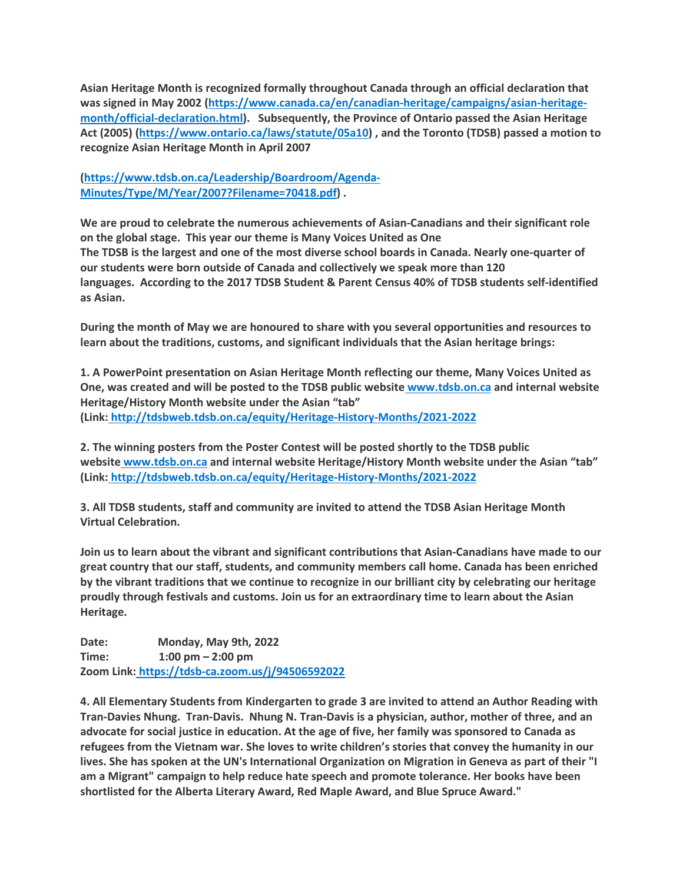**Asian Heritage Month is recognized formally throughout Canada through an official declaration that was signed in May 2002 ([https://www.canada.ca/en/canadian-heritage/campaigns/asian-heritage-month/official-declaration.html](https://www.canada.ca/en/canadian-heritage/campaigns/asian-heritage-month/official-declaration.html)). Subsequently, the Province of Ontario passed the Asian Heritage Act (2005) ([https://www.ontario.ca/laws/statute/05a10](https://www.ontario.ca/laws/statute/05a10)) , and the Toronto (TDSB) passed a motion to recognize Asian Heritage Month in April 2007**

**([https://www.tdsb.on.ca/Leadership/Boardroom/Agenda-Minutes/Type/M/Year/2007?Filename=70418.pdf](https://www.tdsb.on.ca/Leadership/Boardroom/Agenda-Minutes/Type/M/Year/2007?Filename=70418.pdf)) .**

**We are proud to celebrate the numerous achievements of Asian-Canadians and their significant role on the global stage. This year our theme is Many Voices United as One**
**The TDSB is the largest and one of the most diverse school boards in Canada. Nearly one-quarter of our students were born outside of Canada and collectively we speak more than 120 languages. According to the 2017 TDSB Student & Parent Census 40% of TDSB students self-identified as Asian.**

**During the month of May we are honoured to share with you several opportunities and resources to learn about the traditions, customs, and significant individuals that the Asian heritage brings:**

**1. A PowerPoint presentation on Asian Heritage Month reflecting our theme, Many Voices United as One, was created and will be posted to the TDSB public website [www.tdsb.on.ca](www.tdsb.on.ca) and internal website Heritage/History Month website under the Asian "tab"**
**(Link: [http://tdsbweb.tdsb.on.ca/equity/Heritage-History-Months/2021-2022](http://tdsbweb.tdsb.on.ca/equity/Heritage-History-Months/2021-2022)**

**2. The winning posters from the Poster Contest will be posted shortly to the TDSB public website [www.tdsb.on.ca](www.tdsb.on.ca) and internal website Heritage/History Month website under the Asian "tab"**
**(Link: [http://tdsbweb.tdsb.on.ca/equity/Heritage-History-Months/2021-2022](http://tdsbweb.tdsb.on.ca/equity/Heritage-History-Months/2021-2022)**

**3. All TDSB students, staff and community are invited to attend the TDSB Asian Heritage Month Virtual Celebration.**

**Join us to learn about the vibrant and significant contributions that Asian-Canadians have made to our great country that our staff, students, and community members call home. Canada has been enriched by the vibrant traditions that we continue to recognize in our brilliant city by celebrating our heritage proudly through festivals and customs. Join us for an extraordinary time to learn about the Asian Heritage.**

**Date: Monday, May 9th, 2022**
**Time: 1:00 pm – 2:00 pm**
**Zoom Link: [https://tdsb-ca.zoom.us/j/94506592022](https://tdsb-ca.zoom.us/j/94506592022)**

**4. All Elementary Students from Kindergarten to grade 3 are invited to attend an Author Reading with Tran-Davies Nhung. Tran-Davis. Nhung N. Tran-Davis is a physician, author, mother of three, and an advocate for social justice in education. At the age of five, her family was sponsored to Canada as refugees from the Vietnam war. She loves to write children's stories that convey the humanity in our lives. She has spoken at the UN's International Organization on Migration in Geneva as part of their "I am a Migrant" campaign to help reduce hate speech and promote tolerance. Her books have been shortlisted for the Alberta Literary Award, Red Maple Award, and Blue Spruce Award."**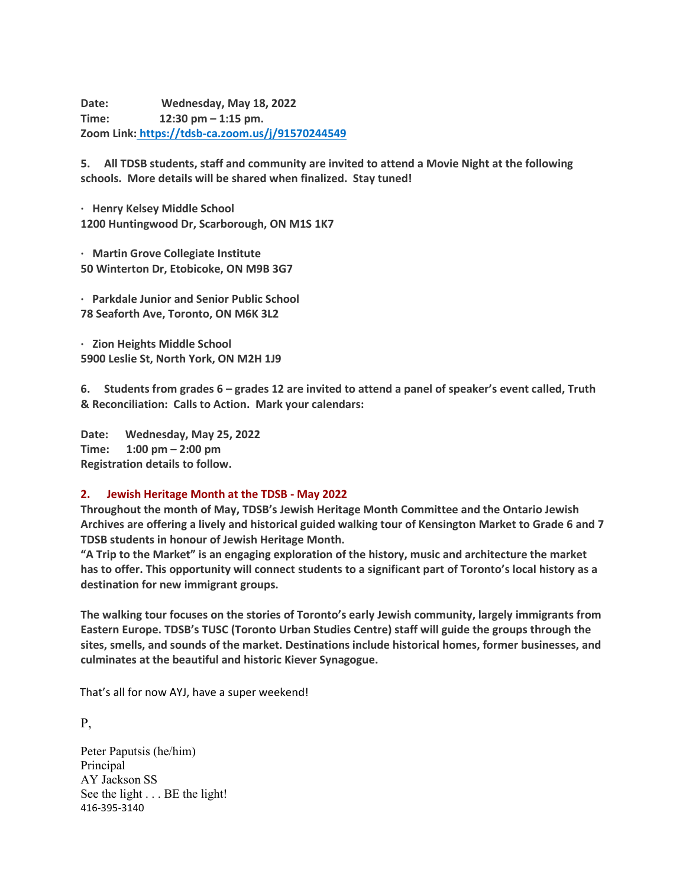**Date:** **Wednesday, May 18, 2022**
**Time:** **12:30 pm – 1:15 pm.**
**Zoom Link: https://tdsb-ca.zoom.us/j/91570244549**

**5. All TDSB students, staff and community are invited to attend a Movie Night at the following schools. More details will be shared when finalized. Stay tuned!**

- **Henry Kelsey Middle School**
**1200 Huntingwood Dr, Scarborough, ON M1S 1K7**

- **Martin Grove Collegiate Institute**
**50 Winterton Dr, Etobicoke, ON M9B 3G7**

- **Parkdale Junior and Senior Public School**
**78 Seaforth Ave, Toronto, ON M6K 3L2**

- **Zion Heights Middle School**
**5900 Leslie St, North York, ON M2H 1J9**

**6. Students from grades 6 – grades 12 are invited to attend a panel of speaker's event called, Truth & Reconciliation: Calls to Action. Mark your calendars:**

**Date:** **Wednesday, May 25, 2022**
**Time:** **1:00 pm – 2:00 pm**
**Registration details to follow.**

## 2. Jewish Heritage Month at the TDSB - May 2022

**Throughout the month of May, TDSB's Jewish Heritage Month Committee and the Ontario Jewish Archives are offering a lively and historical guided walking tour of Kensington Market to Grade 6 and 7 TDSB students in honour of Jewish Heritage Month.**
**"A Trip to the Market" is an engaging exploration of the history, music and architecture the market has to offer. This opportunity will connect students to a significant part of Toronto's local history as a destination for new immigrant groups.**

**The walking tour focuses on the stories of Toronto's early Jewish community, largely immigrants from Eastern Europe. TDSB's TUSC (Toronto Urban Studies Centre) staff will guide the groups through the sites, smells, and sounds of the market. Destinations include historical homes, former businesses, and culminates at the beautiful and historic Kiever Synagogue.**

That's all for now AYJ, have a super weekend!

P,

Peter Paputsis (he/him)
Principal
AY Jackson SS
See the light . . . BE the light!
416-395-3140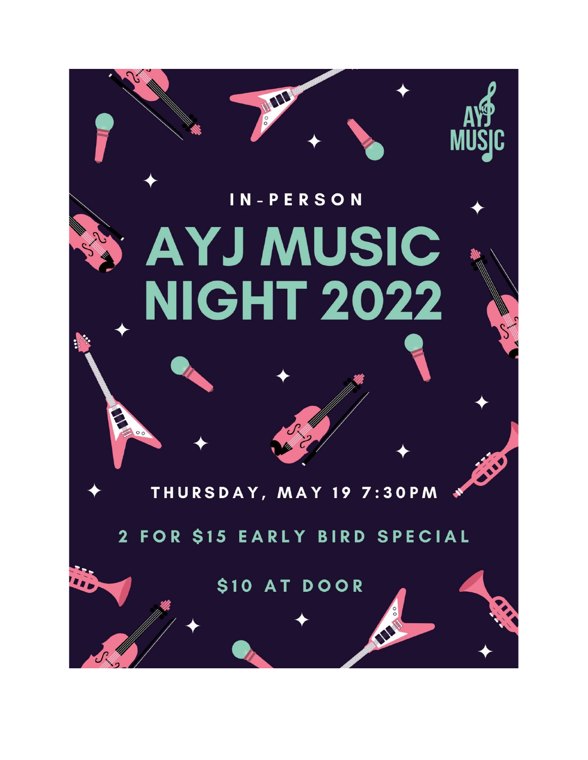AYJ MUSIC

IN-PERSON

# AYJ MUSIC NIGHT 2022

THURSDAY, MAY 19 7:30PM

2 FOR $15 EARLY BIRD SPECIAL

$10 AT DOOR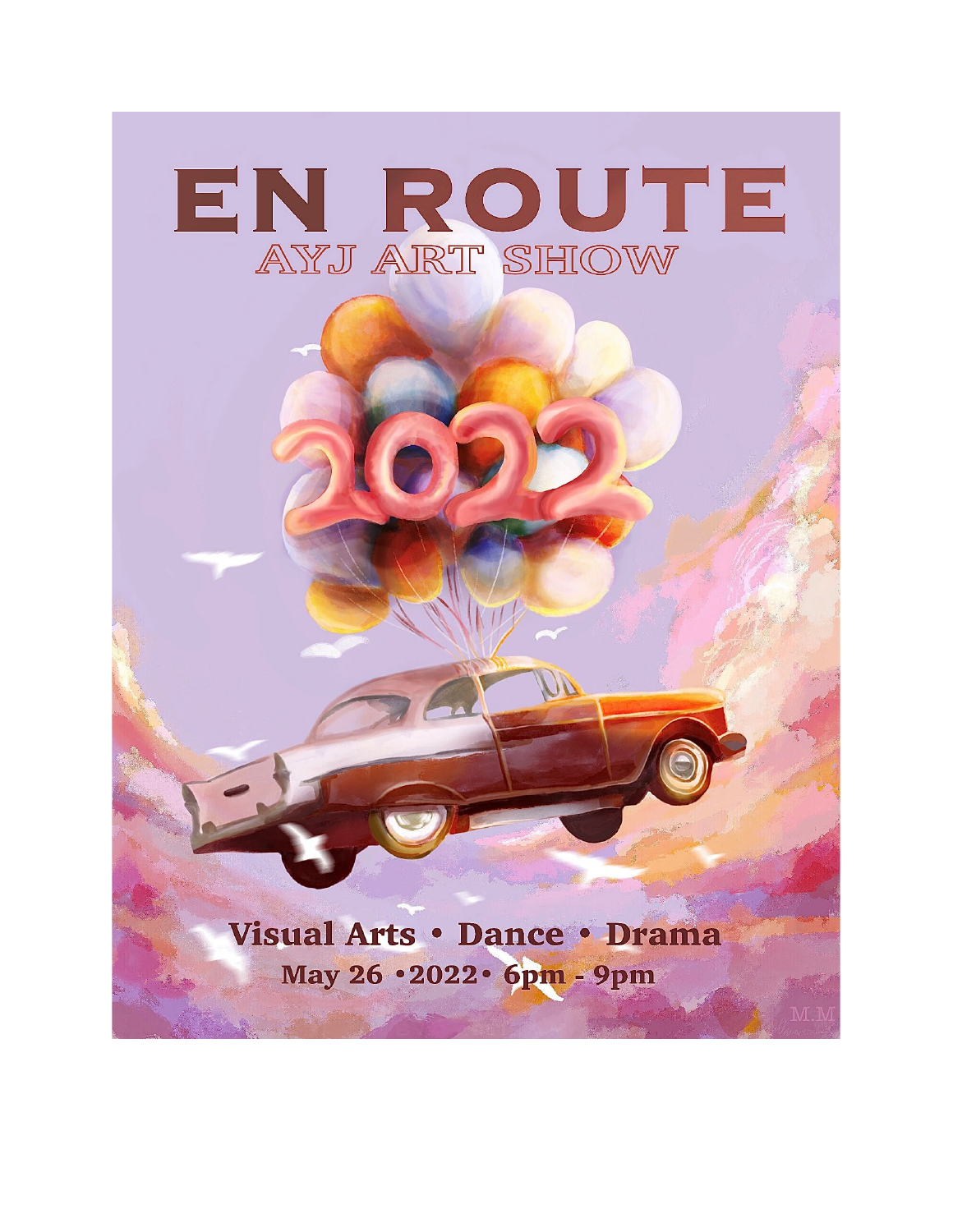# EN ROUTE

## AYJ ART SHOW

2022

**Visual Arts • Dance • Drama**

**May 26 •2022• 6pm - 9pm**

M.M